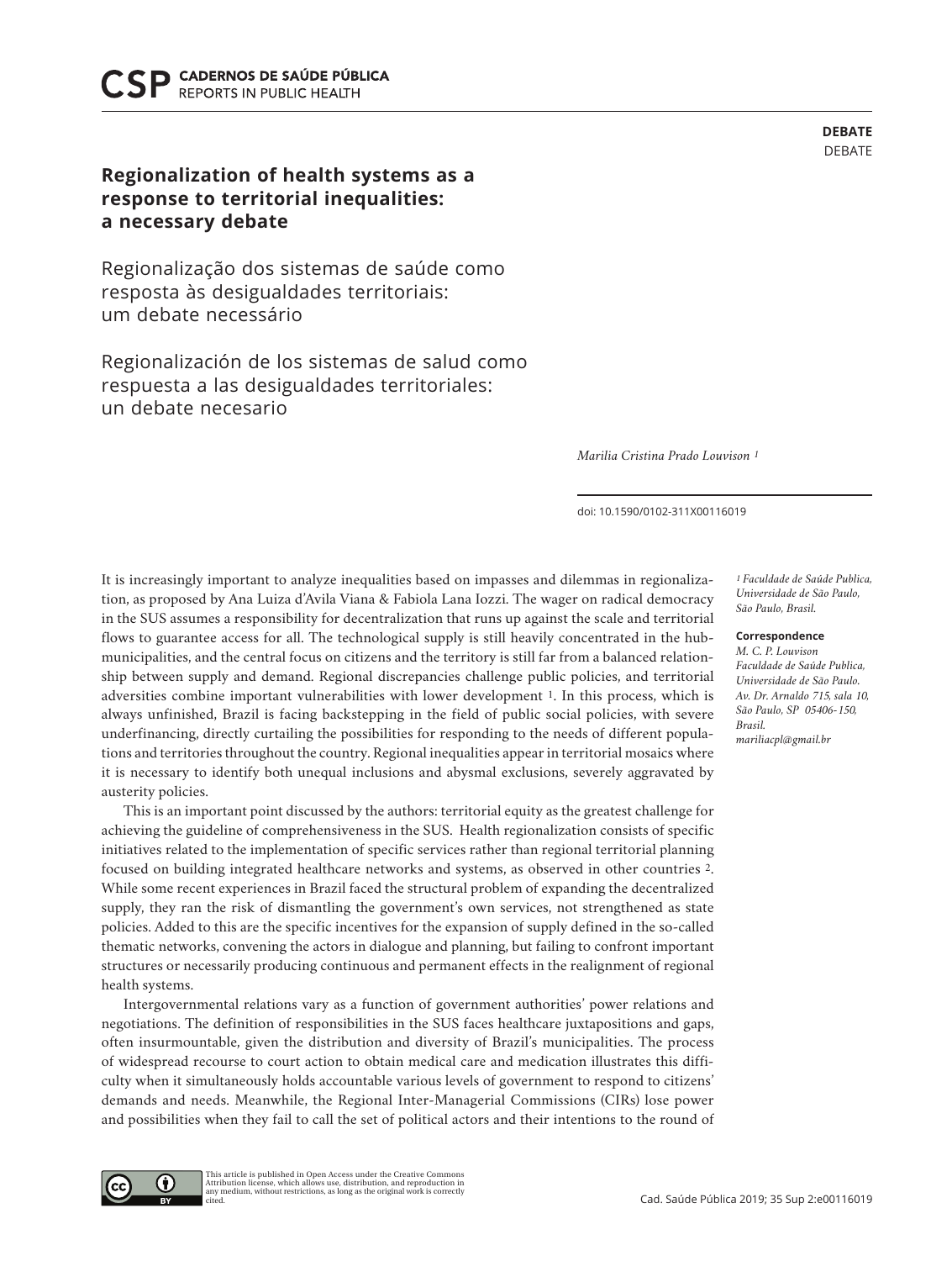DEBATE
DEBATE

# Regionalization of health systems as a response to territorial inequalities: a necessary debate

Regionalização dos sistemas de saúde como resposta às desigualdades territoriais: um debate necessário

Regionalización de los sistemas de salud como respuesta a las desigualdades territoriales: un debate necesario

*Marilia Cristina Prado Louvison* [1]

doi: 10.1590/0102-311X00116019

*[1] Faculdade de Saúde Publica, Universidade de São Paulo, São Paulo, Brasil.*

**Correspondence**
*M. C. P. Louvison*
*Faculdade de Saúde Publica, Universidade de São Paulo.*
*Av. Dr. Arnaldo 715, sala 10, São Paulo, SP 05406-150, Brasil.*
*mariliacpl@gmail.br*

It is increasingly important to analyze inequalities based on impasses and dilemmas in regionalization, as proposed by Ana Luiza d'Avila Viana & Fabiola Lana Iozzi. The wager on radical democracy in the SUS assumes a responsibility for decentralization that runs up against the scale and territorial flows to guarantee access for all. The technological supply is still heavily concentrated in the hub-municipalities, and the central focus on citizens and the territory is still far from a balanced relationship between supply and demand. Regional discrepancies challenge public policies, and territorial adversities combine important vulnerabilities with lower development [1]. In this process, which is always unfinished, Brazil is facing backstepping in the field of public social policies, with severe underfinancing, directly curtailing the possibilities for responding to the needs of different populations and territories throughout the country. Regional inequalities appear in territorial mosaics where it is necessary to identify both unequal inclusions and abysmal exclusions, severely aggravated by austerity policies.

This is an important point discussed by the authors: territorial equity as the greatest challenge for achieving the guideline of comprehensiveness in the SUS. Health regionalization consists of specific initiatives related to the implementation of specific services rather than regional territorial planning focused on building integrated healthcare networks and systems, as observed in other countries [2]. While some recent experiences in Brazil faced the structural problem of expanding the decentralized supply, they ran the risk of dismantling the government's own services, not strengthened as state policies. Added to this are the specific incentives for the expansion of supply defined in the so-called thematic networks, convening the actors in dialogue and planning, but failing to confront important structures or necessarily producing continuous and permanent effects in the realignment of regional health systems.

Intergovernmental relations vary as a function of government authorities' power relations and negotiations. The definition of responsibilities in the SUS faces healthcare juxtapositions and gaps, often insurmountable, given the distribution and diversity of Brazil's municipalities. The process of widespread recourse to court action to obtain medical care and medication illustrates this difficulty when it simultaneously holds accountable various levels of government to respond to citizens' demands and needs. Meanwhile, the Regional Inter-Managerial Commissions (CIRs) lose power and possibilities when they fail to call the set of political actors and their intentions to the round of

This article is published in Open Access under the Creative Commons Attribution license, which allows use, distribution, and reproduction in any medium, without restrictions, as long as the original work is correctly cited.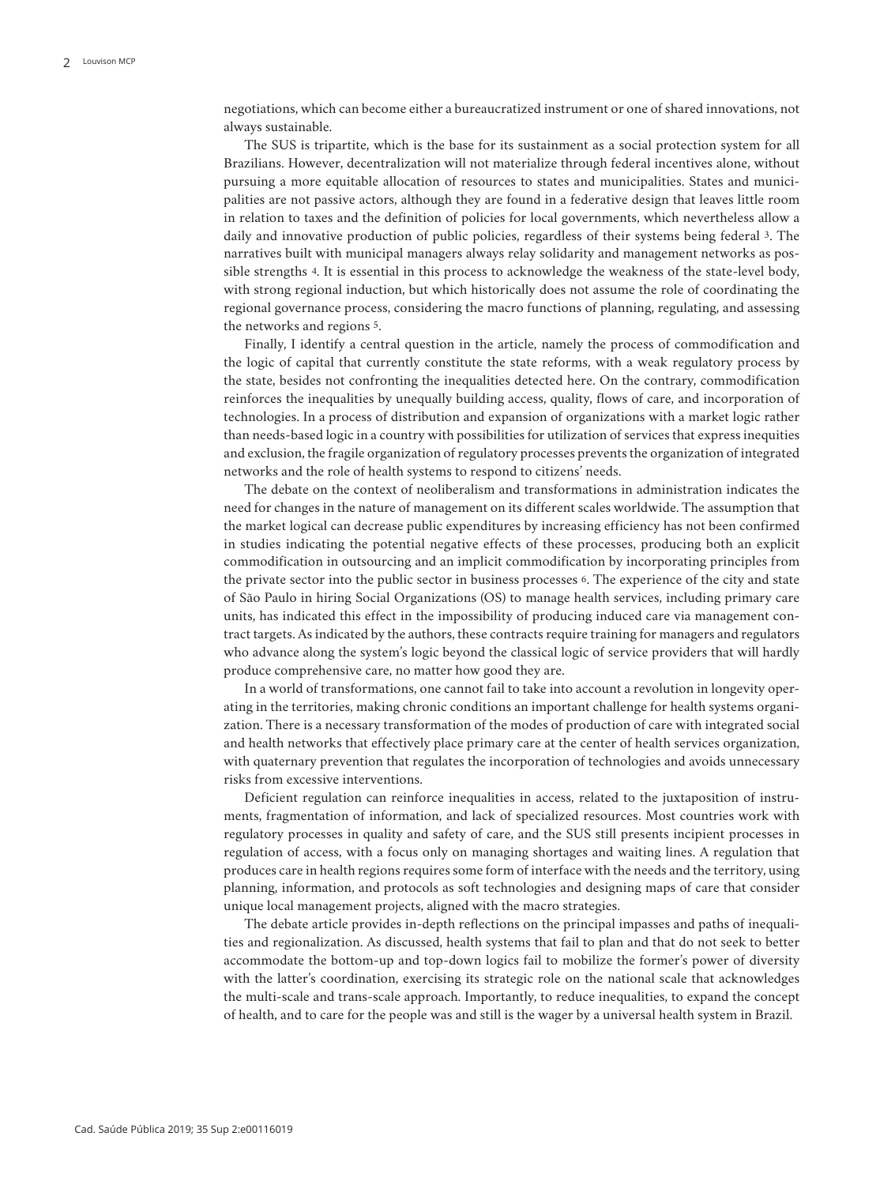negotiations, which can become either a bureaucratized instrument or one of shared innovations, not always sustainable.

The SUS is tripartite, which is the base for its sustainment as a social protection system for all Brazilians. However, decentralization will not materialize through federal incentives alone, without pursuing a more equitable allocation of resources to states and municipalities. States and municipalities are not passive actors, although they are found in a federative design that leaves little room in relation to taxes and the definition of policies for local governments, which nevertheless allow a daily and innovative production of public policies, regardless of their systems being federal [3]. The narratives built with municipal managers always relay solidarity and management networks as possible strengths [4]. It is essential in this process to acknowledge the weakness of the state-level body, with strong regional induction, but which historically does not assume the role of coordinating the regional governance process, considering the macro functions of planning, regulating, and assessing the networks and regions [5].

Finally, I identify a central question in the article, namely the process of commodification and the logic of capital that currently constitute the state reforms, with a weak regulatory process by the state, besides not confronting the inequalities detected here. On the contrary, commodification reinforces the inequalities by unequally building access, quality, flows of care, and incorporation of technologies. In a process of distribution and expansion of organizations with a market logic rather than needs-based logic in a country with possibilities for utilization of services that express inequities and exclusion, the fragile organization of regulatory processes prevents the organization of integrated networks and the role of health systems to respond to citizens' needs.

The debate on the context of neoliberalism and transformations in administration indicates the need for changes in the nature of management on its different scales worldwide. The assumption that the market logical can decrease public expenditures by increasing efficiency has not been confirmed in studies indicating the potential negative effects of these processes, producing both an explicit commodification in outsourcing and an implicit commodification by incorporating principles from the private sector into the public sector in business processes [6]. The experience of the city and state of São Paulo in hiring Social Organizations (OS) to manage health services, including primary care units, has indicated this effect in the impossibility of producing induced care via management contract targets. As indicated by the authors, these contracts require training for managers and regulators who advance along the system's logic beyond the classical logic of service providers that will hardly produce comprehensive care, no matter how good they are.

In a world of transformations, one cannot fail to take into account a revolution in longevity operating in the territories, making chronic conditions an important challenge for health systems organization. There is a necessary transformation of the modes of production of care with integrated social and health networks that effectively place primary care at the center of health services organization, with quaternary prevention that regulates the incorporation of technologies and avoids unnecessary risks from excessive interventions.

Deficient regulation can reinforce inequalities in access, related to the juxtaposition of instruments, fragmentation of information, and lack of specialized resources. Most countries work with regulatory processes in quality and safety of care, and the SUS still presents incipient processes in regulation of access, with a focus only on managing shortages and waiting lines. A regulation that produces care in health regions requires some form of interface with the needs and the territory, using planning, information, and protocols as soft technologies and designing maps of care that consider unique local management projects, aligned with the macro strategies.

The debate article provides in-depth reflections on the principal impasses and paths of inequalities and regionalization. As discussed, health systems that fail to plan and that do not seek to better accommodate the bottom-up and top-down logics fail to mobilize the former's power of diversity with the latter's coordination, exercising its strategic role on the national scale that acknowledges the multi-scale and trans-scale approach. Importantly, to reduce inequalities, to expand the concept of health, and to care for the people was and still is the wager by a universal health system in Brazil.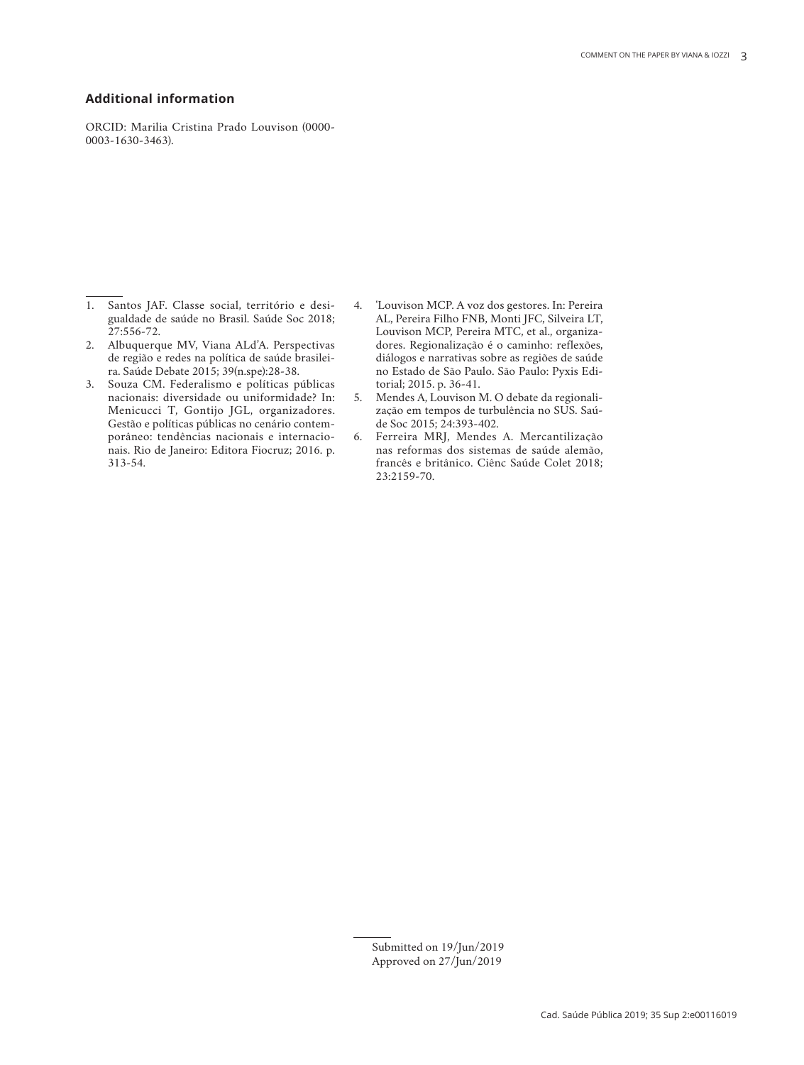## Additional information

ORCID: Marilia Cristina Prado Louvison (0000-0003-1630-3463).

1. Santos JAF. Classe social, território e desigualdade de saúde no Brasil. Saúde Soc 2018; 27:556-72.
2. Albuquerque MV, Viana ALd'A. Perspectivas de região e redes na política de saúde brasileira. Saúde Debate 2015; 39(n.spe):28-38.
3. Souza CM. Federalismo e políticas públicas nacionais: diversidade ou uniformidade? In: Menicucci T, Gontijo JGL, organizadores. Gestão e políticas públicas no cenário contemporâneo: tendências nacionais e internacionais. Rio de Janeiro: Editora Fiocruz; 2016. p. 313-54.
4. 'Louvison MCP. A voz dos gestores. In: Pereira AL, Pereira Filho FNB, Monti JFC, Silveira LT, Louvison MCP, Pereira MTC, et al., organizadores. Regionalização é o caminho: reflexões, diálogos e narrativas sobre as regiões de saúde no Estado de São Paulo. São Paulo: Pyxis Editorial; 2015. p. 36-41.
5. Mendes A, Louvison M. O debate da regionalização em tempos de turbulência no SUS. Saúde Soc 2015; 24:393-402.
6. Ferreira MRJ, Mendes A. Mercantilização nas reformas dos sistemas de saúde alemão, francês e britânico. Ciênc Saúde Colet 2018; 23:2159-70.

Submitted on 19/Jun/2019
Approved on 27/Jun/2019